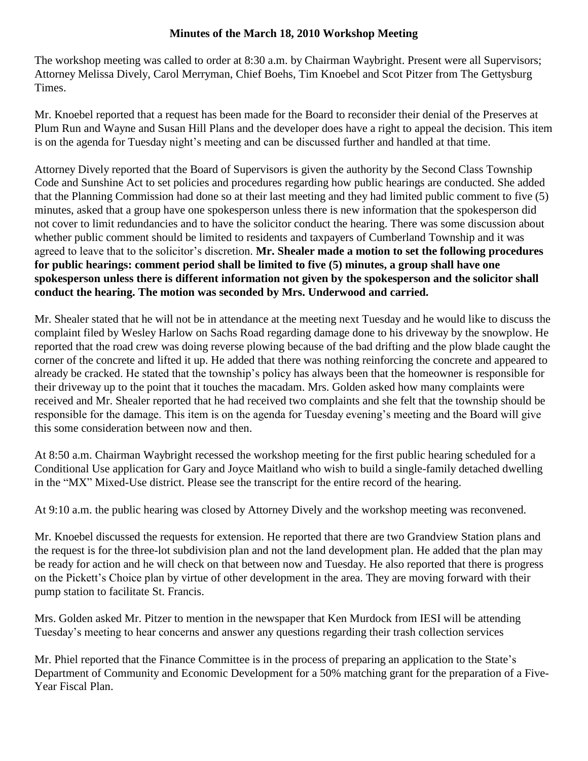# Minutes of the March 18, 2010 Workshop Meeting

The workshop meeting was called to order at 8:30 a.m. by Chairman Waybright. Present were all Supervisors; Attorney Melissa Dively, Carol Merryman, Chief Boehs, Tim Knoebel and Scot Pitzer from The Gettysburg Times.

Mr. Knoebel reported that a request has been made for the Board to reconsider their denial of the Preserves at Plum Run and Wayne and Susan Hill Plans and the developer does have a right to appeal the decision. This item is on the agenda for Tuesday night's meeting and can be discussed further and handled at that time.

Attorney Dively reported that the Board of Supervisors is given the authority by the Second Class Township Code and Sunshine Act to set policies and procedures regarding how public hearings are conducted. She added that the Planning Commission had done so at their last meeting and they had limited public comment to five (5) minutes, asked that a group have one spokesperson unless there is new information that the spokesperson did not cover to limit redundancies and to have the solicitor conduct the hearing. There was some discussion about whether public comment should be limited to residents and taxpayers of Cumberland Township and it was agreed to leave that to the solicitor's discretion. **Mr. Shealer made a motion to set the following procedures for public hearings: comment period shall be limited to five (5) minutes, a group shall have one spokesperson unless there is different information not given by the spokesperson and the solicitor shall conduct the hearing. The motion was seconded by Mrs. Underwood and carried.**

Mr. Shealer stated that he will not be in attendance at the meeting next Tuesday and he would like to discuss the complaint filed by Wesley Harlow on Sachs Road regarding damage done to his driveway by the snowplow. He reported that the road crew was doing reverse plowing because of the bad drifting and the plow blade caught the corner of the concrete and lifted it up. He added that there was nothing reinforcing the concrete and appeared to already be cracked. He stated that the township's policy has always been that the homeowner is responsible for their driveway up to the point that it touches the macadam. Mrs. Golden asked how many complaints were received and Mr. Shealer reported that he had received two complaints and she felt that the township should be responsible for the damage. This item is on the agenda for Tuesday evening's meeting and the Board will give this some consideration between now and then.

At 8:50 a.m. Chairman Waybright recessed the workshop meeting for the first public hearing scheduled for a Conditional Use application for Gary and Joyce Maitland who wish to build a single-family detached dwelling in the "MX" Mixed-Use district. Please see the transcript for the entire record of the hearing.

At 9:10 a.m. the public hearing was closed by Attorney Dively and the workshop meeting was reconvened.

Mr. Knoebel discussed the requests for extension. He reported that there are two Grandview Station plans and the request is for the three-lot subdivision plan and not the land development plan. He added that the plan may be ready for action and he will check on that between now and Tuesday. He also reported that there is progress on the Pickett's Choice plan by virtue of other development in the area. They are moving forward with their pump station to facilitate St. Francis.

Mrs. Golden asked Mr. Pitzer to mention in the newspaper that Ken Murdock from IESI will be attending Tuesday's meeting to hear concerns and answer any questions regarding their trash collection services

Mr. Phiel reported that the Finance Committee is in the process of preparing an application to the State's Department of Community and Economic Development for a 50% matching grant for the preparation of a Five-Year Fiscal Plan.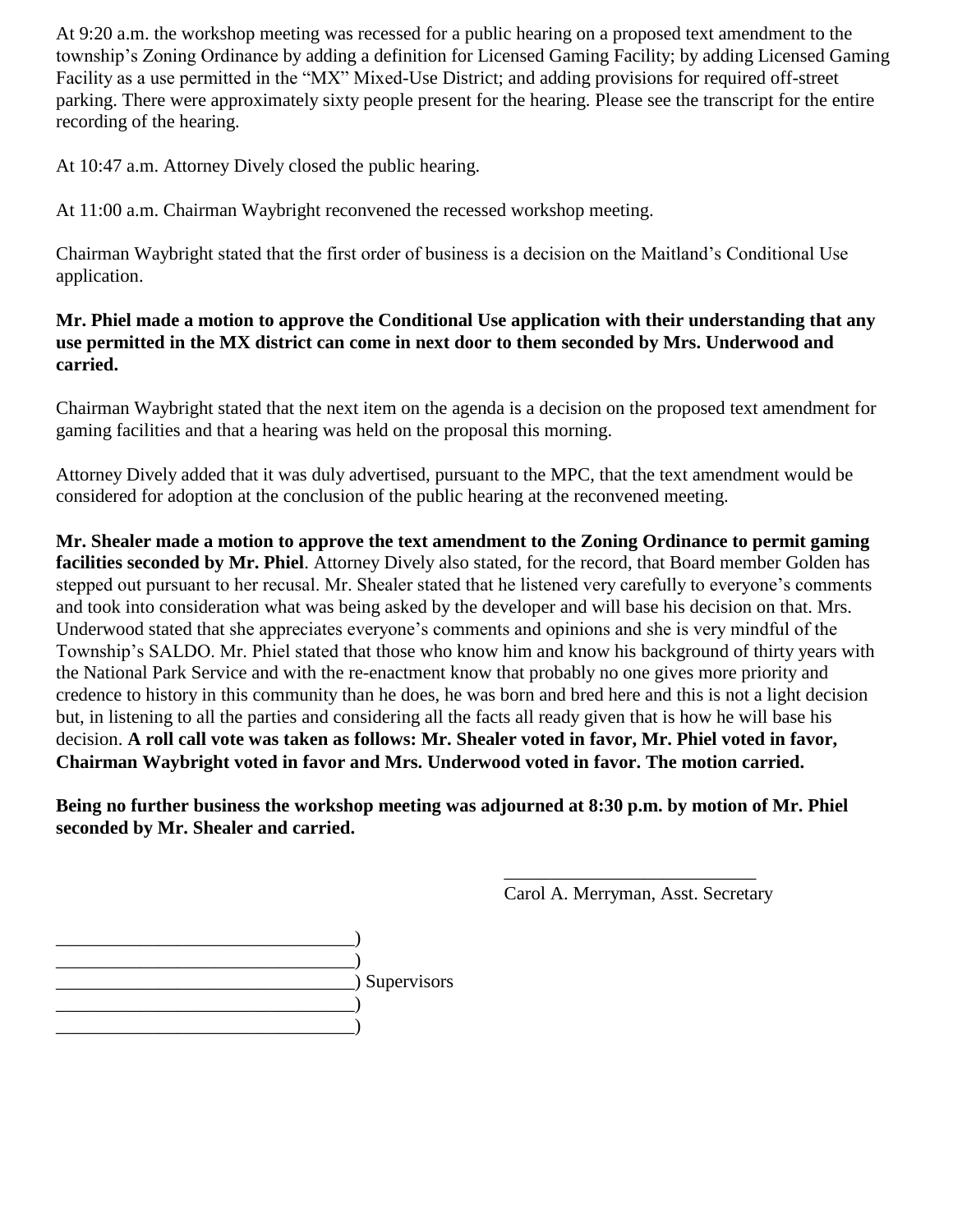At 9:20 a.m. the workshop meeting was recessed for a public hearing on a proposed text amendment to the township's Zoning Ordinance by adding a definition for Licensed Gaming Facility; by adding Licensed Gaming Facility as a use permitted in the "MX" Mixed-Use District; and adding provisions for required off-street parking. There were approximately sixty people present for the hearing. Please see the transcript for the entire recording of the hearing.

At 10:47 a.m. Attorney Dively closed the public hearing.

At 11:00 a.m. Chairman Waybright reconvened the recessed workshop meeting.

Chairman Waybright stated that the first order of business is a decision on the Maitland's Conditional Use application.

**Mr. Phiel made a motion to approve the Conditional Use application with their understanding that any use permitted in the MX district can come in next door to them seconded by Mrs. Underwood and carried.**

Chairman Waybright stated that the next item on the agenda is a decision on the proposed text amendment for gaming facilities and that a hearing was held on the proposal this morning.

Attorney Dively added that it was duly advertised, pursuant to the MPC, that the text amendment would be considered for adoption at the conclusion of the public hearing at the reconvened meeting.

**Mr. Shealer made a motion to approve the text amendment to the Zoning Ordinance to permit gaming facilities seconded by Mr. Phiel**. Attorney Dively also stated, for the record, that Board member Golden has stepped out pursuant to her recusal. Mr. Shealer stated that he listened very carefully to everyone's comments and took into consideration what was being asked by the developer and will base his decision on that. Mrs. Underwood stated that she appreciates everyone's comments and opinions and she is very mindful of the Township's SALDO. Mr. Phiel stated that those who know him and know his background of thirty years with the National Park Service and with the re-enactment know that probably no one gives more priority and credence to history in this community than he does, he was born and bred here and this is not a light decision but, in listening to all the parties and considering all the facts all ready given that is how he will base his decision. **A roll call vote was taken as follows: Mr. Shealer voted in favor, Mr. Phiel voted in favor, Chairman Waybright voted in favor and Mrs. Underwood voted in favor. The motion carried.**

**Being no further business the workshop meeting was adjourned at 8:30 p.m. by motion of Mr. Phiel seconded by Mr. Shealer and carried.**

\_\_\_\_\_\_\_\_\_\_\_\_\_\_\_\_\_\_\_\_\_\_\_\_\_\_\_
Carol A. Merryman, Asst. Secretary

\_\_\_\_\_\_\_\_\_\_\_\_\_\_\_\_\_\_\_\_\_\_\_\_\_\_\_\_\_)
\_\_\_\_\_\_\_\_\_\_\_\_\_\_\_\_\_\_\_\_\_\_\_\_\_\_\_\_\_)
\_\_\_\_\_\_\_\_\_\_\_\_\_\_\_\_\_\_\_\_\_\_\_\_\_\_\_\_\_) Supervisors
\_\_\_\_\_\_\_\_\_\_\_\_\_\_\_\_\_\_\_\_\_\_\_\_\_\_\_\_\_)
\_\_\_\_\_\_\_\_\_\_\_\_\_\_\_\_\_\_\_\_\_\_\_\_\_\_\_\_\_)